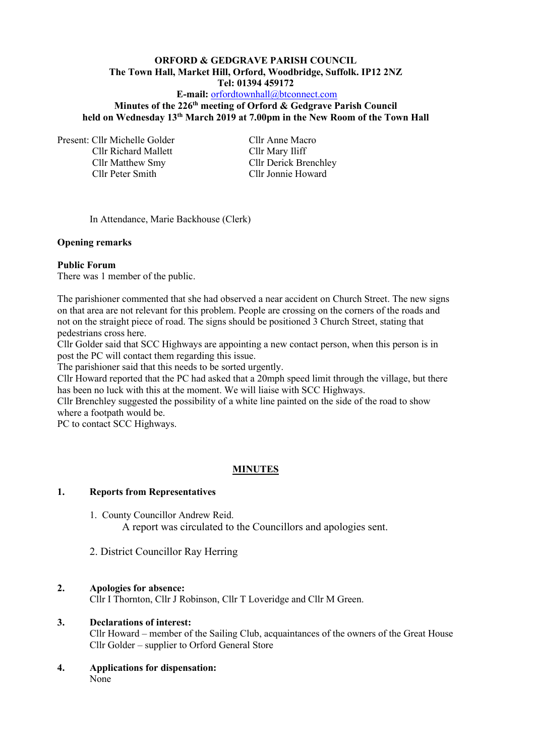**ORFORD & GEDGRAVE PARISH COUNCIL**
**The Town Hall, Market Hill, Orford, Woodbridge, Suffolk. IP12 2NZ**
**Tel: 01394 459172**
**E-mail:** orfordtownhall@btconnect.com
**Minutes of the 226th meeting of Orford & Gedgrave Parish Council**
**held on Wednesday 13th March 2019 at 7.00pm in the New Room of the Town Hall**

Present: Cllr Michelle Golder
Cllr Richard Mallett
Cllr Matthew Smy
Cllr Peter Smith
Cllr Anne Macro
Cllr Mary Iliff
Cllr Derick Brenchley
Cllr Jonnie Howard

In Attendance, Marie Backhouse (Clerk)

**Opening remarks**

**Public Forum**
There was 1 member of the public.

The parishioner commented that she had observed a near accident on Church Street. The new signs on that area are not relevant for this problem. People are crossing on the corners of the roads and not on the straight piece of road. The signs should be positioned 3 Church Street, stating that pedestrians cross here.
Cllr Golder said that SCC Highways are appointing a new contact person, when this person is in post the PC will contact them regarding this issue.
The parishioner said that this needs to be sorted urgently.
Cllr Howard reported that the PC had asked that a 20mph speed limit through the village, but there has been no luck with this at the moment. We will liaise with SCC Highways.
Cllr Brenchley suggested the possibility of a white line painted on the side of the road to show where a footpath would be.
PC to contact SCC Highways.

## MINUTES

**1. Reports from Representatives**

1. County Councillor Andrew Reid.
   A report was circulated to the Councillors and apologies sent.

2. District Councillor Ray Herring

**2. Apologies for absence:**
Cllr I Thornton, Cllr J Robinson, Cllr T Loveridge and Cllr M Green.

**3. Declarations of interest:**
Cllr Howard – member of the Sailing Club, acquaintances of the owners of the Great House
Cllr Golder – supplier to Orford General Store

**4. Applications for dispensation:**
None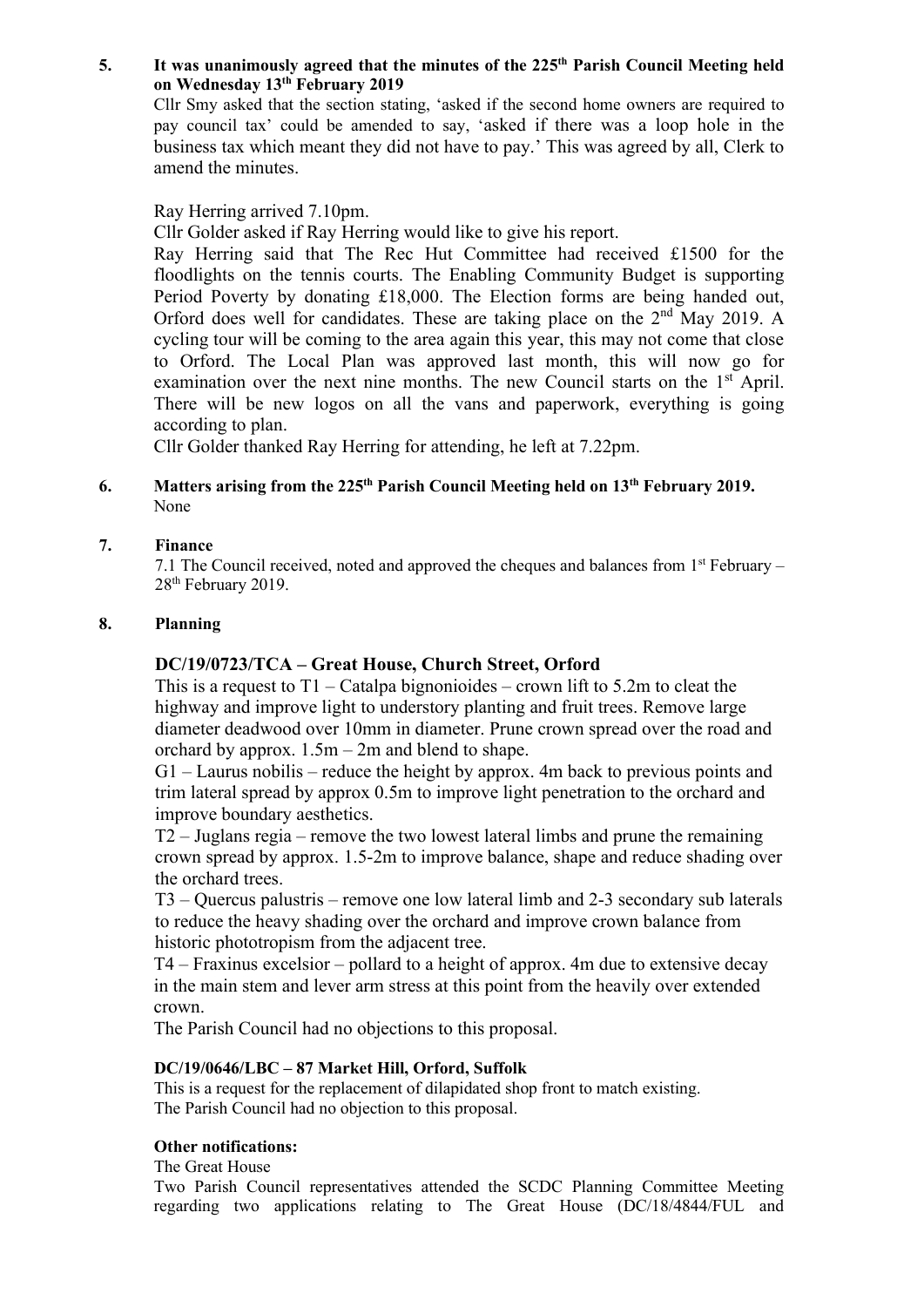5. **It was unanimously agreed that the minutes of the 225th Parish Council Meeting held on Wednesday 13th February 2019**

Cllr Smy asked that the section stating, 'asked if the second home owners are required to pay council tax' could be amended to say, 'asked if there was a loop hole in the business tax which meant they did not have to pay.' This was agreed by all, Clerk to amend the minutes.

Ray Herring arrived 7.10pm.

Cllr Golder asked if Ray Herring would like to give his report.

Ray Herring said that The Rec Hut Committee had received £1500 for the floodlights on the tennis courts. The Enabling Community Budget is supporting Period Poverty by donating £18,000. The Election forms are being handed out, Orford does well for candidates. These are taking place on the 2nd May 2019. A cycling tour will be coming to the area again this year, this may not come that close to Orford. The Local Plan was approved last month, this will now go for examination over the next nine months. The new Council starts on the 1st April. There will be new logos on all the vans and paperwork, everything is going according to plan.

Cllr Golder thanked Ray Herring for attending, he left at 7.22pm.

6. **Matters arising from the 225th Parish Council Meeting held on 13th February 2019.**

None

7. **Finance**

7.1 The Council received, noted and approved the cheques and balances from 1st February – 28th February 2019.

8. **Planning**

**DC/19/0723/TCA – Great House, Church Street, Orford**

This is a request to T1 – Catalpa bignonioides – crown lift to 5.2m to cleat the highway and improve light to understory planting and fruit trees. Remove large diameter deadwood over 10mm in diameter. Prune crown spread over the road and orchard by approx. 1.5m – 2m and blend to shape.

G1 – Laurus nobilis – reduce the height by approx. 4m back to previous points and trim lateral spread by approx 0.5m to improve light penetration to the orchard and improve boundary aesthetics.

T2 – Juglans regia – remove the two lowest lateral limbs and prune the remaining crown spread by approx. 1.5-2m to improve balance, shape and reduce shading over the orchard trees.

T3 – Quercus palustris – remove one low lateral limb and 2-3 secondary sub laterals to reduce the heavy shading over the orchard and improve crown balance from historic phototropism from the adjacent tree.

T4 – Fraxinus excelsior – pollard to a height of approx. 4m due to extensive decay in the main stem and lever arm stress at this point from the heavily over extended crown.

The Parish Council had no objections to this proposal.

**DC/19/0646/LBC – 87 Market Hill, Orford, Suffolk**

This is a request for the replacement of dilapidated shop front to match existing.
The Parish Council had no objection to this proposal.

**Other notifications:**

The Great House

Two Parish Council representatives attended the SCDC Planning Committee Meeting regarding two applications relating to The Great House (DC/18/4844/FUL and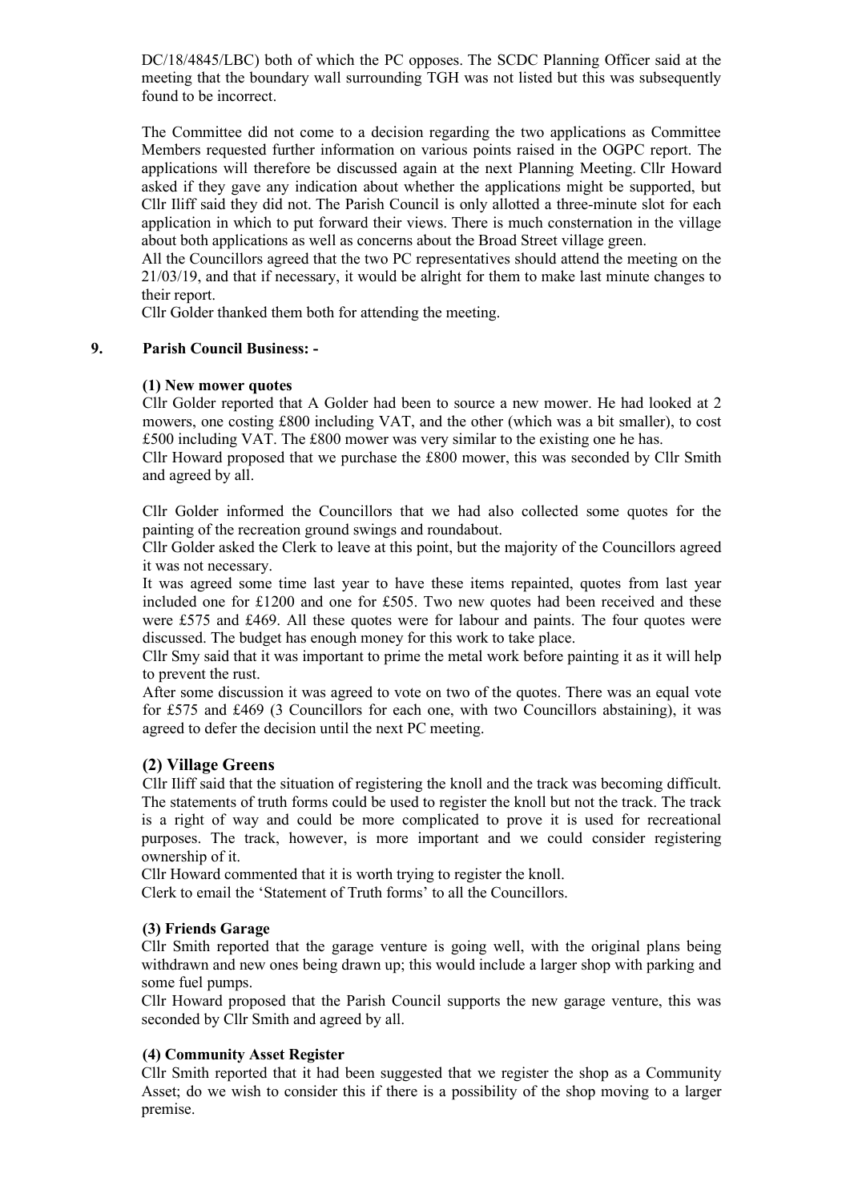DC/18/4845/LBC) both of which the PC opposes. The SCDC Planning Officer said at the meeting that the boundary wall surrounding TGH was not listed but this was subsequently found to be incorrect.

The Committee did not come to a decision regarding the two applications as Committee Members requested further information on various points raised in the OGPC report. The applications will therefore be discussed again at the next Planning Meeting. Cllr Howard asked if they gave any indication about whether the applications might be supported, but Cllr Iliff said they did not. The Parish Council is only allotted a three-minute slot for each application in which to put forward their views. There is much consternation in the village about both applications as well as concerns about the Broad Street village green.
All the Councillors agreed that the two PC representatives should attend the meeting on the 21/03/19, and that if necessary, it would be alright for them to make last minute changes to their report.
Cllr Golder thanked them both for attending the meeting.

## 9. Parish Council Business: -

**(1) New mower quotes**

Cllr Golder reported that A Golder had been to source a new mower. He had looked at 2 mowers, one costing £800 including VAT, and the other (which was a bit smaller), to cost £500 including VAT. The £800 mower was very similar to the existing one he has.
Cllr Howard proposed that we purchase the £800 mower, this was seconded by Cllr Smith and agreed by all.

Cllr Golder informed the Councillors that we had also collected some quotes for the painting of the recreation ground swings and roundabout.
Cllr Golder asked the Clerk to leave at this point, but the majority of the Councillors agreed it was not necessary.
It was agreed some time last year to have these items repainted, quotes from last year included one for £1200 and one for £505. Two new quotes had been received and these were £575 and £469. All these quotes were for labour and paints. The four quotes were discussed. The budget has enough money for this work to take place.
Cllr Smy said that it was important to prime the metal work before painting it as it will help to prevent the rust.
After some discussion it was agreed to vote on two of the quotes. There was an equal vote for £575 and £469 (3 Councillors for each one, with two Councillors abstaining), it was agreed to defer the decision until the next PC meeting.

### (2) Village Greens

Cllr Iliff said that the situation of registering the knoll and the track was becoming difficult. The statements of truth forms could be used to register the knoll but not the track. The track is a right of way and could be more complicated to prove it is used for recreational purposes. The track, however, is more important and we could consider registering ownership of it.
Cllr Howard commented that it is worth trying to register the knoll.
Clerk to email the 'Statement of Truth forms' to all the Councillors.

**(3) Friends Garage**

Cllr Smith reported that the garage venture is going well, with the original plans being withdrawn and new ones being drawn up; this would include a larger shop with parking and some fuel pumps.
Cllr Howard proposed that the Parish Council supports the new garage venture, this was seconded by Cllr Smith and agreed by all.

**(4) Community Asset Register**

Cllr Smith reported that it had been suggested that we register the shop as a Community Asset; do we wish to consider this if there is a possibility of the shop moving to a larger premise.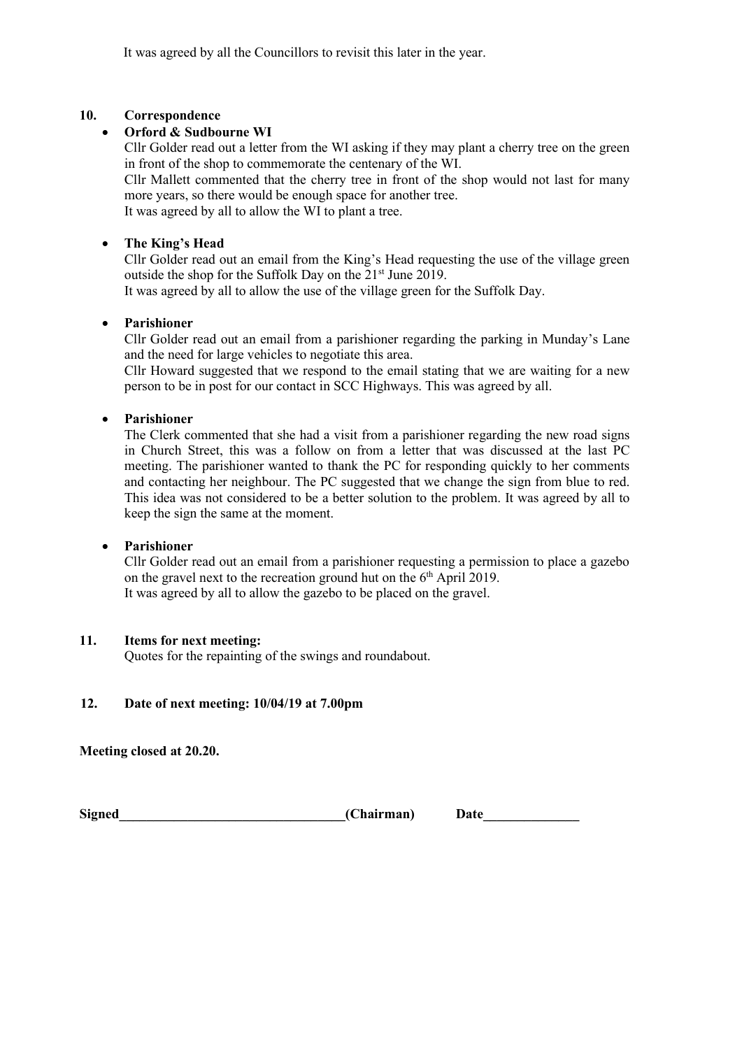It was agreed by all the Councillors to revisit this later in the year.

**10. Correspondence**

- **Orford & Sudbourne WI**
  Cllr Golder read out a letter from the WI asking if they may plant a cherry tree on the green in front of the shop to commemorate the centenary of the WI.
  Cllr Mallett commented that the cherry tree in front of the shop would not last for many more years, so there would be enough space for another tree.
  It was agreed by all to allow the WI to plant a tree.

- **The King's Head**
  Cllr Golder read out an email from the King's Head requesting the use of the village green outside the shop for the Suffolk Day on the 21st June 2019.
  It was agreed by all to allow the use of the village green for the Suffolk Day.

- **Parishioner**
  Cllr Golder read out an email from a parishioner regarding the parking in Munday's Lane and the need for large vehicles to negotiate this area.
  Cllr Howard suggested that we respond to the email stating that we are waiting for a new person to be in post for our contact in SCC Highways. This was agreed by all.

- **Parishioner**
  The Clerk commented that she had a visit from a parishioner regarding the new road signs in Church Street, this was a follow on from a letter that was discussed at the last PC meeting. The parishioner wanted to thank the PC for responding quickly to her comments and contacting her neighbour. The PC suggested that we change the sign from blue to red. This idea was not considered to be a better solution to the problem. It was agreed by all to keep the sign the same at the moment.

- **Parishioner**
  Cllr Golder read out an email from a parishioner requesting a permission to place a gazebo on the gravel next to the recreation ground hut on the 6th April 2019.
  It was agreed by all to allow the gazebo to be placed on the gravel.

**11. Items for next meeting:**
Quotes for the repainting of the swings and roundabout.

**12. Date of next meeting: 10/04/19 at 7.00pm**

**Meeting closed at 20.20.**

**Signed\_\_\_\_\_\_\_\_\_\_\_\_\_\_\_\_\_\_\_\_\_\_\_\_\_\_\_\_\_\_\_\_(Chairman) Date\_\_\_\_\_\_\_\_\_\_\_\_\_\_**